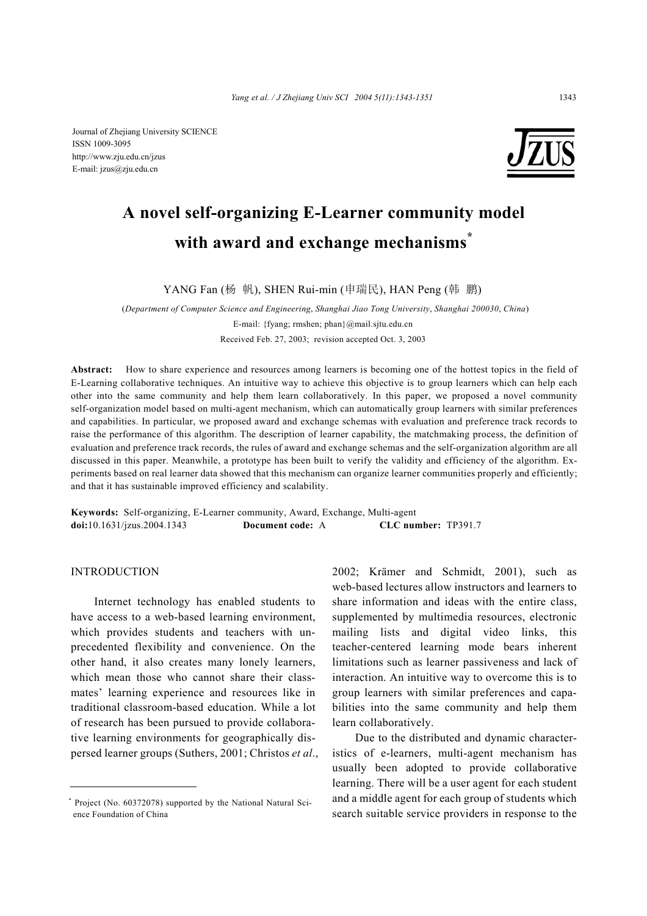Journal of Zhejiang University SCIENCE
ISSN 1009-3095
http://www.zju.edu.cn/jzus
E-mail: jzus@zju.edu.cn

# A novel self-organizing E-Learner community model with award and exchange mechanisms*

YANG Fan (杨 帆), SHEN Rui-min (申瑞民), HAN Peng (韩 鹏)

(*Department of Computer Science and Engineering*, *Shanghai Jiao Tong University*, *Shanghai 200030*, *China*)

E-mail: {fyang; rmshen; phan}@mail.sjtu.edu.cn

Received Feb. 27, 2003; revision accepted Oct. 3, 2003

**Abstract:** How to share experience and resources among learners is becoming one of the hottest topics in the field of E-Learning collaborative techniques. An intuitive way to achieve this objective is to group learners which can help each other into the same community and help them learn collaboratively. In this paper, we proposed a novel community self-organization model based on multi-agent mechanism, which can automatically group learners with similar preferences and capabilities. In particular, we proposed award and exchange schemas with evaluation and preference track records to raise the performance of this algorithm. The description of learner capability, the matchmaking process, the definition of evaluation and preference track records, the rules of award and exchange schemas and the self-organization algorithm are all discussed in this paper. Meanwhile, a prototype has been built to verify the validity and efficiency of the algorithm. Experiments based on real learner data showed that this mechanism can organize learner communities properly and efficiently; and that it has sustainable improved efficiency and scalability.

**Keywords:** Self-organizing, E-Learner community, Award, Exchange, Multi-agent
**doi:**10.1631/jzus.2004.1343 **Document code:** A **CLC number:** TP391.7

## INTRODUCTION

Internet technology has enabled students to have access to a web-based learning environment, which provides students and teachers with unprecedented flexibility and convenience. On the other hand, it also creates many lonely learners, which mean those who cannot share their classmates' learning experience and resources like in traditional classroom-based education. While a lot of research has been pursued to provide collaborative learning environments for geographically dispersed learner groups (Suthers, 2001; Christos *et al*., 2002; Krämer and Schmidt, 2001), such as web-based lectures allow instructors and learners to share information and ideas with the entire class, supplemented by multimedia resources, electronic mailing lists and digital video links, this teacher-centered learning mode bears inherent limitations such as learner passiveness and lack of interaction. An intuitive way to overcome this is to group learners with similar preferences and capabilities into the same community and help them learn collaboratively.

Due to the distributed and dynamic characteristics of e-learners, multi-agent mechanism has usually been adopted to provide collaborative learning. There will be a user agent for each student and a middle agent for each group of students which search suitable service providers in response to the

* Project (No. 60372078) supported by the National Natural Science Foundation of China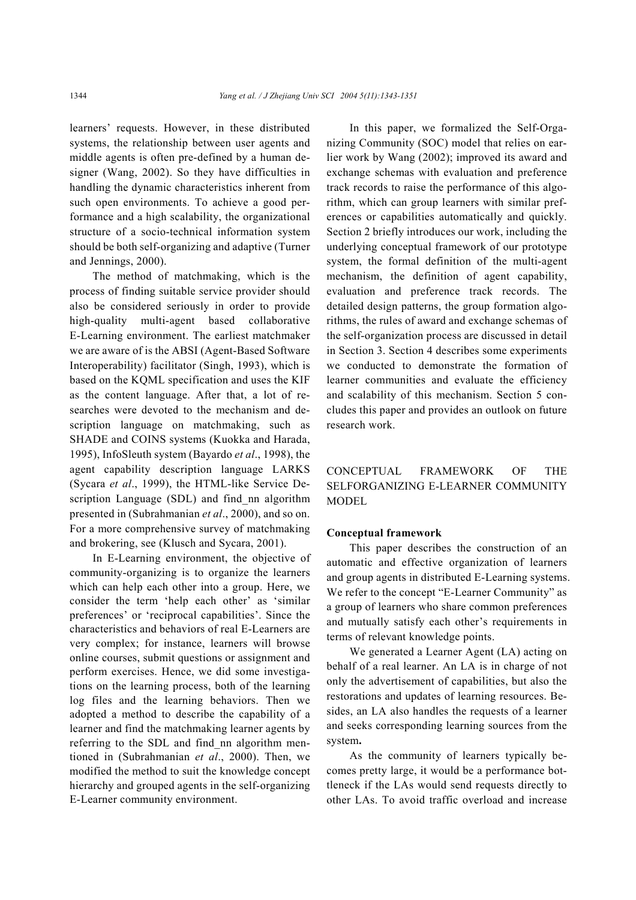learners' requests. However, in these distributed systems, the relationship between user agents and middle agents is often pre-defined by a human designer (Wang, 2002). So they have difficulties in handling the dynamic characteristics inherent from such open environments. To achieve a good performance and a high scalability, the organizational structure of a socio-technical information system should be both self-organizing and adaptive (Turner and Jennings, 2000).

The method of matchmaking, which is the process of finding suitable service provider should also be considered seriously in order to provide high-quality multi-agent based collaborative E-Learning environment. The earliest matchmaker we are aware of is the ABSI (Agent-Based Software Interoperability) facilitator (Singh, 1993), which is based on the KQML specification and uses the KIF as the content language. After that, a lot of researches were devoted to the mechanism and description language on matchmaking, such as SHADE and COINS systems (Kuokka and Harada, 1995), InfoSleuth system (Bayardo *et al*., 1998), the agent capability description language LARKS (Sycara *et al*., 1999), the HTML-like Service Description Language (SDL) and find_nn algorithm presented in (Subrahmanian *et al*., 2000), and so on. For a more comprehensive survey of matchmaking and brokering, see (Klusch and Sycara, 2001).

In E-Learning environment, the objective of community-organizing is to organize the learners which can help each other into a group. Here, we consider the term 'help each other' as 'similar preferences' or 'reciprocal capabilities'. Since the characteristics and behaviors of real E-Learners are very complex; for instance, learners will browse online courses, submit questions or assignment and perform exercises. Hence, we did some investigations on the learning process, both of the learning log files and the learning behaviors. Then we adopted a method to describe the capability of a learner and find the matchmaking learner agents by referring to the SDL and find_nn algorithm mentioned in (Subrahmanian *et al*., 2000). Then, we modified the method to suit the knowledge concept hierarchy and grouped agents in the self-organizing E-Learner community environment.

In this paper, we formalized the Self-Organizing Community (SOC) model that relies on earlier work by Wang (2002); improved its award and exchange schemas with evaluation and preference track records to raise the performance of this algorithm, which can group learners with similar preferences or capabilities automatically and quickly. Section 2 briefly introduces our work, including the underlying conceptual framework of our prototype system, the formal definition of the multi-agent mechanism, the definition of agent capability, evaluation and preference track records. The detailed design patterns, the group formation algorithms, the rules of award and exchange schemas of the self-organization process are discussed in detail in Section 3. Section 4 describes some experiments we conducted to demonstrate the formation of learner communities and evaluate the efficiency and scalability of this mechanism. Section 5 concludes this paper and provides an outlook on future research work.

## CONCEPTUAL FRAMEWORK OF THE SELFORGANIZING E-LEARNER COMMUNITY MODEL

### Conceptual framework

This paper describes the construction of an automatic and effective organization of learners and group agents in distributed E-Learning systems. We refer to the concept "E-Learner Community" as a group of learners who share common preferences and mutually satisfy each other's requirements in terms of relevant knowledge points.

We generated a Learner Agent (LA) acting on behalf of a real learner. An LA is in charge of not only the advertisement of capabilities, but also the restorations and updates of learning resources. Besides, an LA also handles the requests of a learner and seeks corresponding learning sources from the system.

As the community of learners typically becomes pretty large, it would be a performance bottleneck if the LAs would send requests directly to other LAs. To avoid traffic overload and increase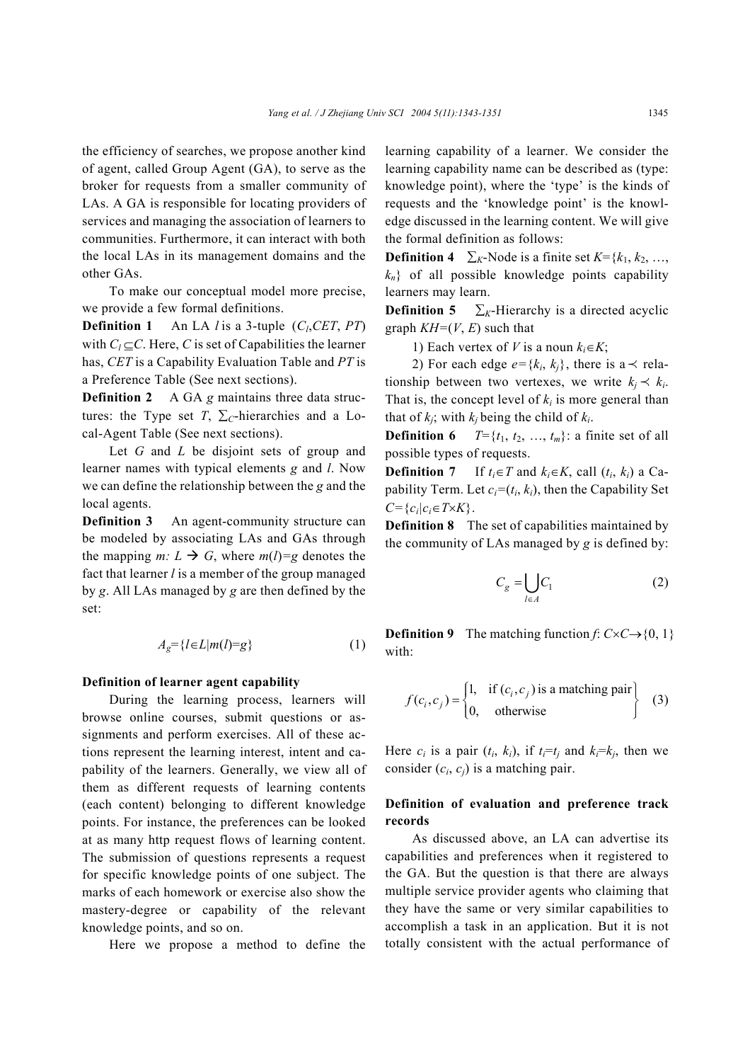the efficiency of searches, we propose another kind of agent, called Group Agent (GA), to serve as the broker for requests from a smaller community of LAs. A GA is responsible for locating providers of services and managing the association of learners to communities. Furthermore, it can interact with both the local LAs in its management domains and the other GAs.

To make our conceptual model more precise, we provide a few formal definitions.

**Definition 1** An LA $l$ is a 3-tuple ($C_l$,$CET$, $PT$) with $C_l \subseteq C$. Here, $C$ is set of Capabilities the learner has, $CET$ is a Capability Evaluation Table and $PT$ is a Preference Table (See next sections).

**Definition 2** A GA $g$ maintains three data structures: the Type set $T$, $\sum_C$-hierarchies and a Local-Agent Table (See next sections).

Let $G$ and $L$ be disjoint sets of group and learner names with typical elements $g$ and $l$. Now we can define the relationship between the $g$ and the local agents.

**Definition 3** An agent-community structure can be modeled by associating LAs and GAs through the mapping $m: L \rightarrow G$, where $m(l)=g$ denotes the fact that learner $l$ is a member of the group managed by $g$. All LAs managed by $g$ are then defined by the set:

$$A_g=\{l \in L | m(l)=g\} \tag{1}$$

**Definition of learner agent capability**

During the learning process, learners will browse online courses, submit questions or assignments and perform exercises. All of these actions represent the learning interest, intent and capability of the learners. Generally, we view all of them as different requests of learning contents (each content) belonging to different knowledge points. For instance, the preferences can be looked at as many http request flows of learning content. The submission of questions represents a request for specific knowledge points of one subject. The marks of each homework or exercise also show the mastery-degree or capability of the relevant knowledge points, and so on.

Here we propose a method to define the learning capability of a learner. We consider the learning capability name can be described as (type: knowledge point), where the 'type' is the kinds of requests and the 'knowledge point' is the knowledge discussed in the learning content. We will give the formal definition as follows:

**Definition 4** $\sum_K$-Node is a finite set $K=\{k_1, k_2, \ldots, k_n\}$ of all possible knowledge points capability learners may learn.

**Definition 5** $\sum_K$-Hierarchy is a directed acyclic graph $KH=(V, E)$ such that

1) Each vertex of $V$ is a noun $k_i \in K$;

2) For each edge $e=\{k_i, k_j\}$, there is a $\prec$ relationship between two vertexes, we write $k_j \prec k_i$. That is, the concept level of $k_i$ is more general than that of $k_j$; with $k_j$ being the child of $k_i$.

**Definition 6** $T=\{t_1, t_2, \ldots, t_m\}$: a finite set of all possible types of requests.

**Definition 7** If $t_i \in T$ and $k_i \in K$, call $(t_i, k_i)$ a Capability Term. Let $c_i=(t_i, k_i)$, then the Capability Set $C=\{c_i | c_i \in T \times K\}$.

**Definition 8** The set of capabilities maintained by the community of LAs managed by $g$ is defined by:

$$C_g = \bigcup_{l \in A} C_1 \tag{2}$$

**Definition 9** The matching function $f$: $C \times C \rightarrow \{0, 1\}$ with:

$$f(c_i, c_j) = \begin{cases} 1, & \text{if } (c_i, c_j) \text{ is a matching pair} \\ 0, & \text{otherwise} \end{cases} \tag{3}$$

Here $c_i$ is a pair $(t_i, k_i)$, if $t_i=t_j$ and $k_i=k_j$, then we consider $(c_i, c_j)$ is a matching pair.

**Definition of evaluation and preference track records**

As discussed above, an LA can advertise its capabilities and preferences when it registered to the GA. But the question is that there are always multiple service provider agents who claiming that they have the same or very similar capabilities to accomplish a task in an application. But it is not totally consistent with the actual performance of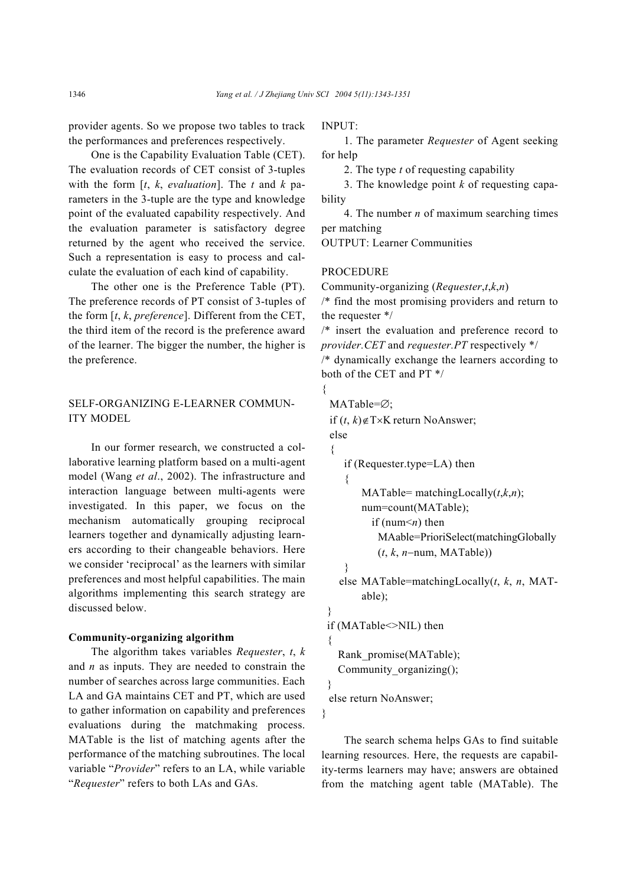provider agents. So we propose two tables to track the performances and preferences respectively.

One is the Capability Evaluation Table (CET). The evaluation records of CET consist of 3-tuples with the form [*t*, *k*, *evaluation*]. The *t* and *k* parameters in the 3-tuple are the type and knowledge point of the evaluated capability respectively. And the evaluation parameter is satisfactory degree returned by the agent who received the service. Such a representation is easy to process and calculate the evaluation of each kind of capability.

The other one is the Preference Table (PT). The preference records of PT consist of 3-tuples of the form [*t*, *k*, *preference*]. Different from the CET, the third item of the record is the preference award of the learner. The bigger the number, the higher is the preference.

## SELF-ORGANIZING E-LEARNER COMMUNITY MODEL

In our former research, we constructed a collaborative learning platform based on a multi-agent model (Wang *et al*., 2002). The infrastructure and interaction language between multi-agents were investigated. In this paper, we focus on the mechanism automatically grouping reciprocal learners together and dynamically adjusting learners according to their changeable behaviors. Here we consider 'reciprocal' as the learners with similar preferences and most helpful capabilities. The main algorithms implementing this search strategy are discussed below.

### Community-organizing algorithm

The algorithm takes variables *Requester*, *t*, *k* and *n* as inputs. They are needed to constrain the number of searches across large communities. Each LA and GA maintains CET and PT, which are used to gather information on capability and preferences evaluations during the matchmaking process. MATable is the list of matching agents after the performance of the matching subroutines. The local variable "*Provider*" refers to an LA, while variable "*Requester*" refers to both LAs and GAs.

INPUT:

1. The parameter *Requester* of Agent seeking for help
2. The type *t* of requesting capability
3. The knowledge point *k* of requesting capability
4. The number *n* of maximum searching times per matching

OUTPUT: Learner Communities

```
PROCEDURE
Community-organizing (Requester,t,k,n)
/* find the most promising providers and return to the requester */
/* insert the evaluation and preference record to provider.CET and requester.PT respectively */
/* dynamically exchange the learners according to both of the CET and PT */
{
  MATable=∅;
  if (t, k)∉T×K return NoAnswer;
  else
  {
     if (Requester.type=LA) then
     {
         MATable= matchingLocally(t,k,n);
         num=count(MATable);
           if (num<n) then
             MAable=PrioriSelect(matchingGlobally
             (t, k, n−num, MATable))
     }
    else MATable=matchingLocally(t, k, n, MATable);
  }
  if (MATable<>NIL) then
  {
    Rank_promise(MATable);
    Community_organizing();
  }
  else return NoAnswer;
}
```

The search schema helps GAs to find suitable learning resources. Here, the requests are capability-terms learners may have; answers are obtained from the matching agent table (MATable). The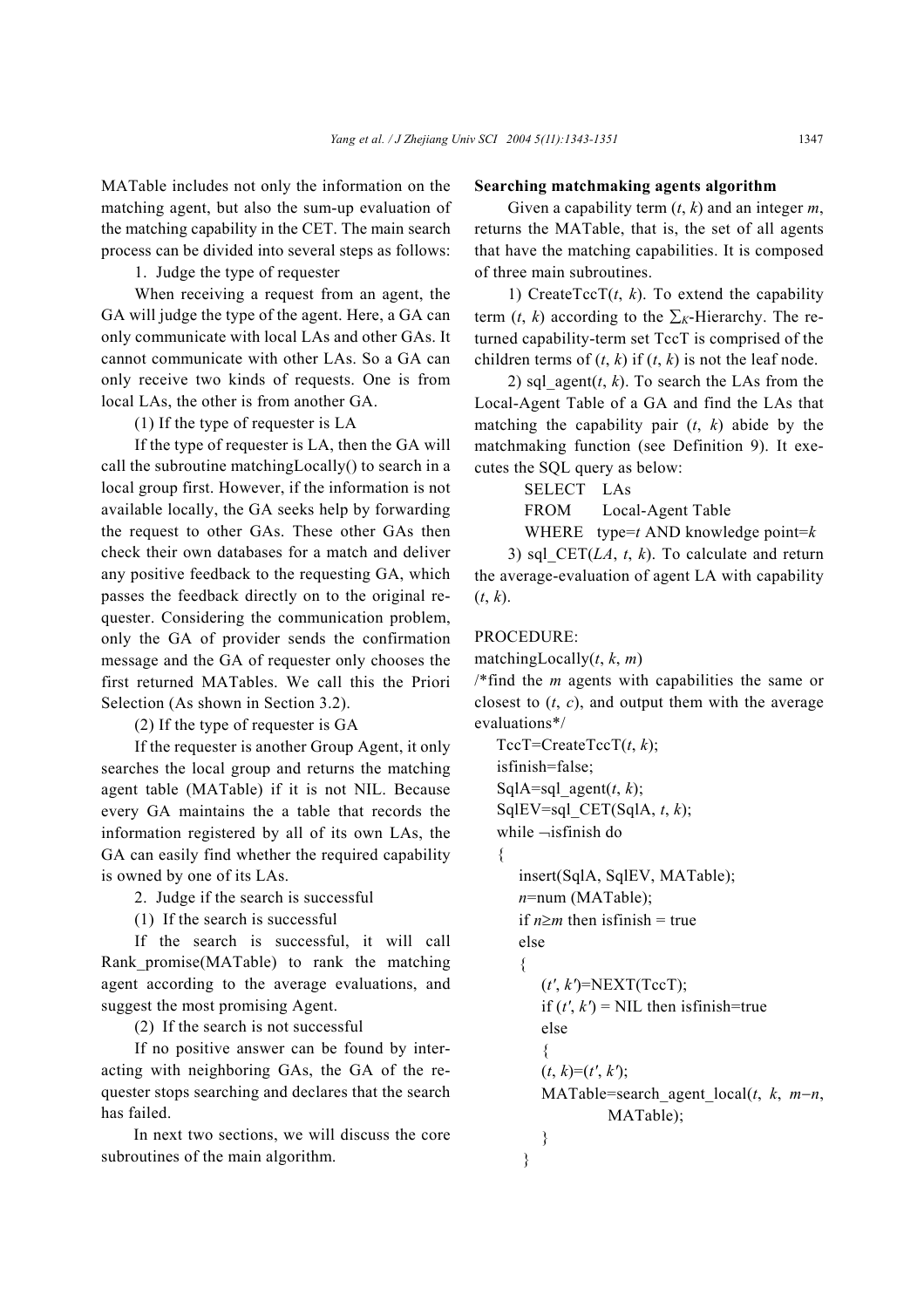MATable includes not only the information on the matching agent, but also the sum-up evaluation of the matching capability in the CET. The main search process can be divided into several steps as follows:

1. Judge the type of requester

When receiving a request from an agent, the GA will judge the type of the agent. Here, a GA can only communicate with local LAs and other GAs. It cannot communicate with other LAs. So a GA can only receive two kinds of requests. One is from local LAs, the other is from another GA.

(1) If the type of requester is LA

If the type of requester is LA, then the GA will call the subroutine matchingLocally() to search in a local group first. However, if the information is not available locally, the GA seeks help by forwarding the request to other GAs. These other GAs then check their own databases for a match and deliver any positive feedback to the requesting GA, which passes the feedback directly on to the original requester. Considering the communication problem, only the GA of provider sends the confirmation message and the GA of requester only chooses the first returned MATables. We call this the Priori Selection (As shown in Section 3.2).

(2) If the type of requester is GA

If the requester is another Group Agent, it only searches the local group and returns the matching agent table (MATable) if it is not NIL. Because every GA maintains the a table that records the information registered by all of its own LAs, the GA can easily find whether the required capability is owned by one of its LAs.

2. Judge if the search is successful

(1) If the search is successful

If the search is successful, it will call Rank_promise(MATable) to rank the matching agent according to the average evaluations, and suggest the most promising Agent.

(2) If the search is not successful

If no positive answer can be found by interacting with neighboring GAs, the GA of the requester stops searching and declares that the search has failed.

In next two sections, we will discuss the core subroutines of the main algorithm.

**Searching matchmaking agents algorithm**

Given a capability term ($t$, $k$) and an integer $m$, returns the MATable, that is, the set of all agents that have the matching capabilities. It is composed of three main subroutines.

1) CreateTccT($t$, $k$). To extend the capability term ($t$, $k$) according to the $\sum_K$-Hierarchy. The returned capability-term set TccT is comprised of the children terms of ($t$, $k$) if ($t$, $k$) is not the leaf node.

2) sql_agent($t$, $k$). To search the LAs from the Local-Agent Table of a GA and find the LAs that matching the capability pair ($t$, $k$) abide by the matchmaking function (see Definition 9). It executes the SQL query as below:

```
SELECT   LAs
FROM     Local-Agent Table
WHERE    type=t AND knowledge point=k
```

3) sql_CET($LA$, $t$, $k$). To calculate and return the average-evaluation of agent LA with capability ($t$, $k$).

```
PROCEDURE:
matchingLocally(t, k, m)
/*find the m agents with capabilities the same or closest to (t, c), and output them with the average evaluations*/
  TccT=CreateTccT(t, k);
  isfinish=false;
  SqlA=sql_agent(t, k);
  SqlEV=sql_CET(SqlA, t, k);
  while ¬isfinish do
  {
     insert(SqlA, SqlEV, MATable);
     n=num (MATable);
     if n≥m then isfinish = true
     else
     {
        (t′, k′)=NEXT(TccT);
        if (t′, k′) = NIL then isfinish=true
        else
        {
        (t, k)=(t′, k′);
        MATable=search_agent_local(t, k, m−n,
                 MATable);
        }
     }
```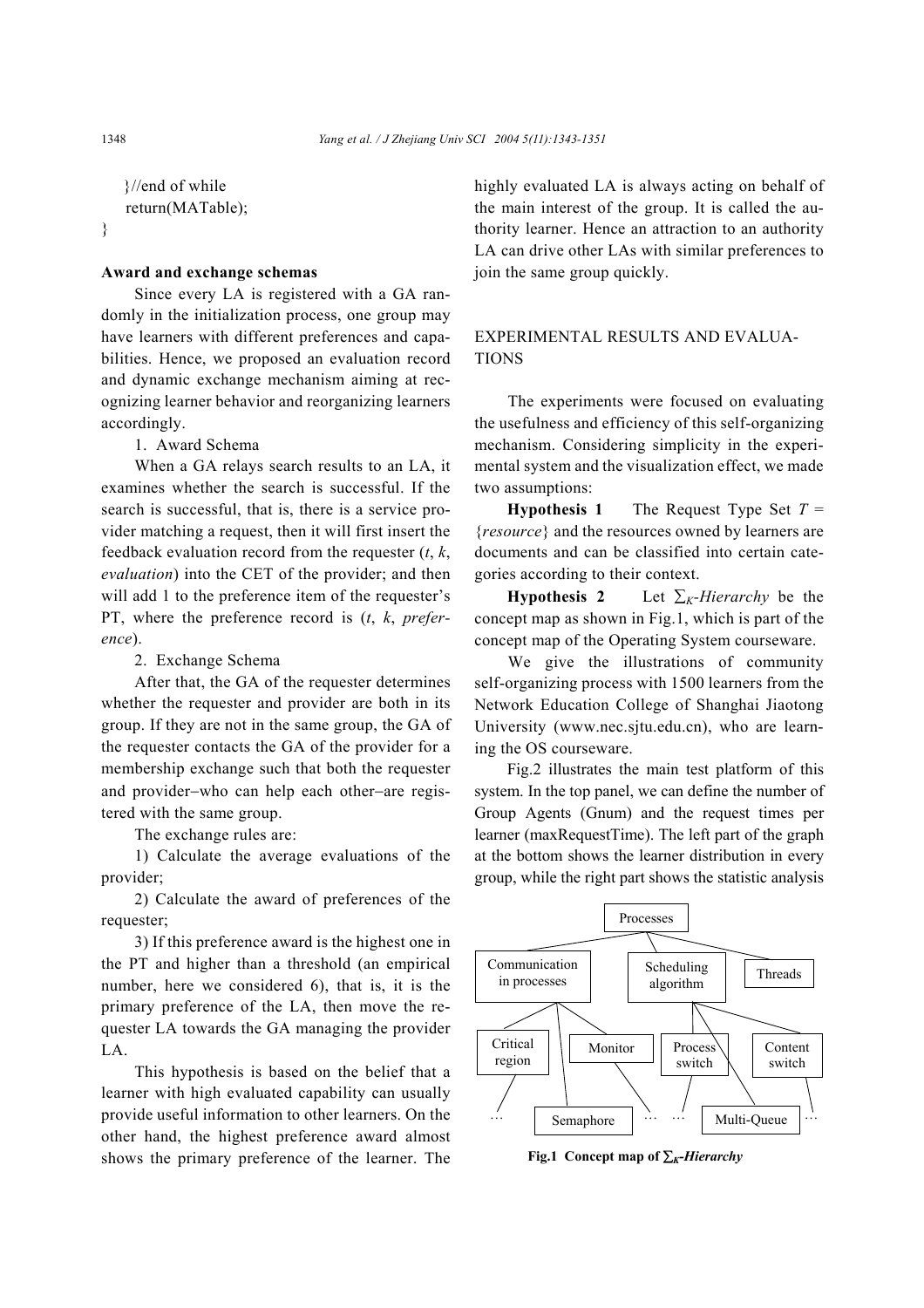```
    }//end of while
    return(MATable);
}
```

**Award and exchange schemas**

Since every LA is registered with a GA randomly in the initialization process, one group may have learners with different preferences and capabilities. Hence, we proposed an evaluation record and dynamic exchange mechanism aiming at recognizing learner behavior and reorganizing learners accordingly.

1. Award Schema

When a GA relays search results to an LA, it examines whether the search is successful. If the search is successful, that is, there is a service provider matching a request, then it will first insert the feedback evaluation record from the requester (*t*, *k*, *evaluation*) into the CET of the provider; and then will add 1 to the preference item of the requester's PT, where the preference record is (*t*, *k*, *preference*).

2. Exchange Schema

After that, the GA of the requester determines whether the requester and provider are both in its group. If they are not in the same group, the GA of the requester contacts the GA of the provider for a membership exchange such that both the requester and provider–who can help each other–are registered with the same group.

The exchange rules are:

1) Calculate the average evaluations of the provider;

2) Calculate the award of preferences of the requester;

3) If this preference award is the highest one in the PT and higher than a threshold (an empirical number, here we considered 6), that is, it is the primary preference of the LA, then move the requester LA towards the GA managing the provider LA.

This hypothesis is based on the belief that a learner with high evaluated capability can usually provide useful information to other learners. On the other hand, the highest preference award almost shows the primary preference of the learner. The highly evaluated LA is always acting on behalf of the main interest of the group. It is called the authority learner. Hence an attraction to an authority LA can drive other LAs with similar preferences to join the same group quickly.

## EXPERIMENTAL RESULTS AND EVALUATIONS

The experiments were focused on evaluating the usefulness and efficiency of this self-organizing mechanism. Considering simplicity in the experimental system and the visualization effect, we made two assumptions:

**Hypothesis 1** The Request Type Set $T$ = {*resource*} and the resources owned by learners are documents and can be classified into certain categories according to their context.

**Hypothesis 2** Let $\sum_K$-*Hierarchy* be the concept map as shown in Fig.1, which is part of the concept map of the Operating System courseware.

We give the illustrations of community self-organizing process with 1500 learners from the Network Education College of Shanghai Jiaotong University (www.nec.sjtu.edu.cn), who are learning the OS courseware.

Fig.2 illustrates the main test platform of this system. In the top panel, we can define the number of Group Agents (Gnum) and the request times per learner (maxRequestTime). The left part of the graph at the bottom shows the learner distribution in every group, while the right part shows the statistic analysis

Processes
- Communication in processes
  - Critical region
    - …
  - Semaphore
  - Monitor
    - …
- Scheduling algorithm
  - Process switch
    - …
  - Multi-Queue
  - Content switch
    - …
- Threads

**Fig.1 Concept map of $\sum_K$-*Hierarchy***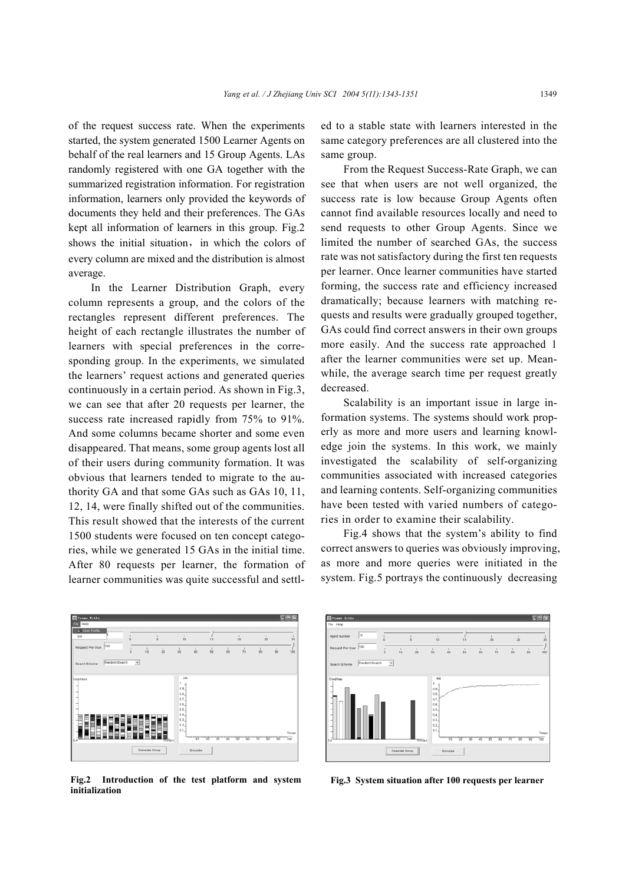of the request success rate. When the experiments started, the system generated 1500 Learner Agents on behalf of the real learners and 15 Group Agents. LAs randomly registered with one GA together with the summarized registration information. For registration information, learners only provided the keywords of documents they held and their preferences. The GAs kept all information of learners in this group. Fig.2 shows the initial situation, in which the colors of every column are mixed and the distribution is almost average.

In the Learner Distribution Graph, every column represents a group, and the colors of the rectangles represent different preferences. The height of each rectangle illustrates the number of learners with special preferences in the corresponding group. In the experiments, we simulated the learners' request actions and generated queries continuously in a certain period. As shown in Fig.3, we can see that after 20 requests per learner, the success rate increased rapidly from 75% to 91%. And some columns became shorter and some even disappeared. That means, some group agents lost all of their users during community formation. It was obvious that learners tended to migrate to the authority GA and that some GAs such as GAs 10, 11, 12, 14, were finally shifted out of the communities. This result showed that the interests of the current 1500 students were focused on ten concept categories, while we generated 15 GAs in the initial time. After 80 requests per learner, the formation of learner communities was quite successful and settled to a stable state with learners interested in the same category preferences are all clustered into the same group.

From the Request Success-Rate Graph, we can see that when users are not well organized, the success rate is low because Group Agents often cannot find available resources locally and need to send requests to other Group Agents. Since we limited the number of searched GAs, the success rate was not satisfactory during the first ten requests per learner. Once learner communities have started forming, the success rate and efficiency increased dramatically; because learners with matching requests and results were gradually grouped together, GAs could find correct answers in their own groups more easily. And the success rate approached 1 after the learner communities were set up. Meanwhile, the average search time per request greatly decreased.

Scalability is an important issue in large information systems. The systems should work properly as more and more users and learning knowledge join the systems. In this work, we mainly investigated the scalability of self-organizing communities associated with increased categories and learning contents. Self-organizing communities have been tested with varied numbers of categories in order to examine their scalability.

Fig.4 shows that the system's ability to find correct answers to queries was obviously improving, as more and more queries were initiated in the system. Fig.5 portrays the continuously decreasing

**Fig.2 Introduction of the test platform and system initialization**

**Fig.3 System situation after 100 requests per learner**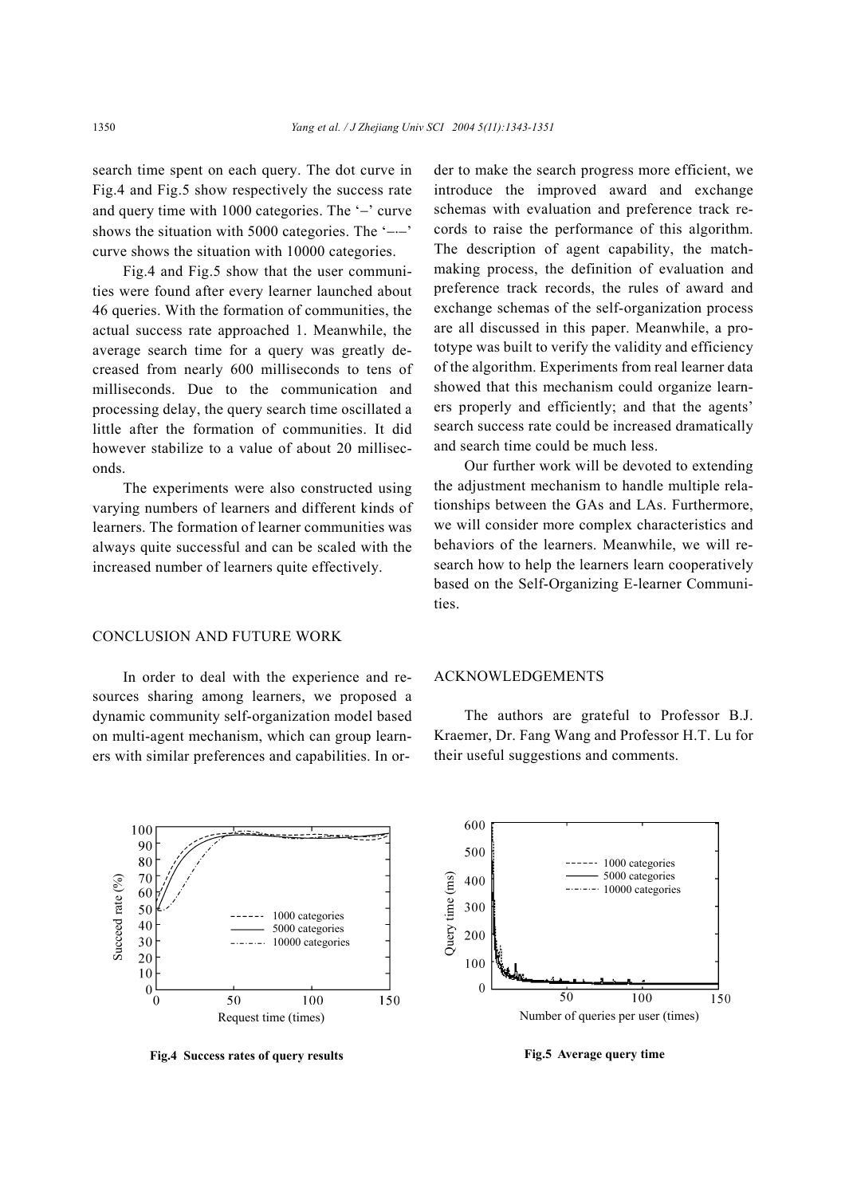search time spent on each query. The dot curve in Fig.4 and Fig.5 show respectively the success rate and query time with 1000 categories. The '–' curve shows the situation with 5000 categories. The '–·–' curve shows the situation with 10000 categories.

Fig.4 and Fig.5 show that the user communities were found after every learner launched about 46 queries. With the formation of communities, the actual success rate approached 1. Meanwhile, the average search time for a query was greatly decreased from nearly 600 milliseconds to tens of milliseconds. Due to the communication and processing delay, the query search time oscillated a little after the formation of communities. It did however stabilize to a value of about 20 milliseconds.

The experiments were also constructed using varying numbers of learners and different kinds of learners. The formation of learner communities was always quite successful and can be scaled with the increased number of learners quite effectively.

## CONCLUSION AND FUTURE WORK

In order to deal with the experience and resources sharing among learners, we proposed a dynamic community self-organization model based on multi-agent mechanism, which can group learners with similar preferences and capabilities. In order to make the search progress more efficient, we introduce the improved award and exchange schemas with evaluation and preference track records to raise the performance of this algorithm. The description of agent capability, the matchmaking process, the definition of evaluation and preference track records, the rules of award and exchange schemas of the self-organization process are all discussed in this paper. Meanwhile, a prototype was built to verify the validity and efficiency of the algorithm. Experiments from real learner data showed that this mechanism could organize learners properly and efficiently; and that the agents' search success rate could be increased dramatically and search time could be much less.

Our further work will be devoted to extending the adjustment mechanism to handle multiple relationships between the GAs and LAs. Furthermore, we will consider more complex characteristics and behaviors of the learners. Meanwhile, we will research how to help the learners learn cooperatively based on the Self-Organizing E-learner Communities.

## ACKNOWLEDGEMENTS

The authors are grateful to Professor B.J. Kraemer, Dr. Fang Wang and Professor H.T. Lu for their useful suggestions and comments.

**Fig.4 Success rates of query results**

**Fig.5 Average query time**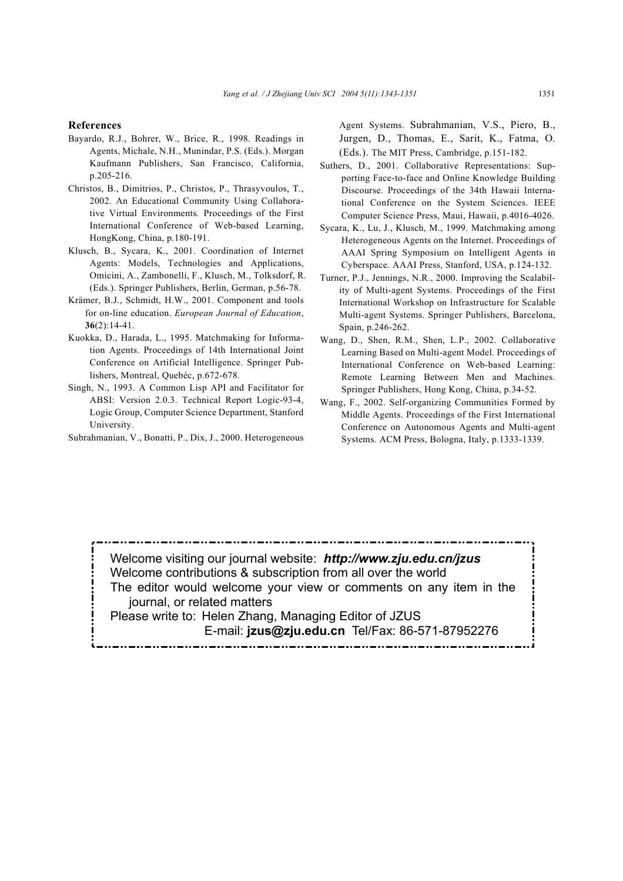## References

Bayardo, R.J., Bohrer, W., Brice, R., 1998. Readings in Agents, Michale, N.H., Munindar, P.S. (Eds.). Morgan Kaufmann Publishers, San Francisco, California, p.205-216.

Christos, B., Dimitrios, P., Christos, P., Thrasyvoulos, T., 2002. An Educational Community Using Collaborative Virtual Environments*.* Proceedings of the First International Conference of Web-based Learning, HongKong, China, p.180-191.

Klusch, B., Sycara, K., 2001. Coordination of Internet Agents: Models, Technologies and Applications, Omicini, A., Zambonelli, F., Klusch, M., Tolksdorf, R. (Eds.). Springer Publishers, Berlin, German, p.56-78.

Krämer, B.J., Schmidt, H.W., 2001. Component and tools for on-line education. *European Journal of Education*, **36**(2):14-41.

Kuokka, D., Harada, L., 1995. Matchmaking for Information Agents. Proceedings of 14th International Joint Conference on Artificial Intelligence. Springer Publishers, Montreal, Quebéc, p.672-678.

Singh, N., 1993. A Common Lisp API and Facilitator for ABSI: Version 2.0.3. Technical Report Logic-93-4, Logic Group, Computer Science Department, Stanford University.

Subrahmanian, V., Bonatti, P., Dix, J., 2000. Heterogeneous Agent Systems. Subrahmanian, V.S., Piero, B., Jurgen, D., Thomas, E., Sarit, K., Fatma, O. (Eds.). The MIT Press, Cambridge, p.151-182.

Suthers, D., 2001. Collaborative Representations: Supporting Face-to-face and Online Knowledge Building Discourse. Proceedings of the 34th Hawaii International Conference on the System Sciences. IEEE Computer Science Press, Maui, Hawaii, p.4016-4026.

Sycara, K., Lu, J., Klusch, M., 1999. Matchmaking among Heterogeneous Agents on the Internet. Proceedings of AAAI Spring Symposium on Intelligent Agents in Cyberspace. AAAI Press, Stanford, USA, p.124-132.

Turner, P.J., Jennings, N.R., 2000. Improving the Scalability of Multi-agent Systems. Proceedings of the First International Workshop on Infrastructure for Scalable Multi-agent Systems. Springer Publishers, Barcelona, Spain, p.246-262.

Wang, D., Shen, R.M., Shen, L.P., 2002. Collaborative Learning Based on Multi-agent Model. Proceedings of International Conference on Web-based Learning: Remote Learning Between Men and Machines. Springer Publishers, Hong Kong, China, p.34-52.

Wang, F., 2002. Self-organizing Communities Formed by Middle Agents. Proceedings of the First International Conference on Autonomous Agents and Multi-agent Systems. ACM Press, Bologna, Italy, p.1333-1339.

---

Welcome visiting our journal website: ***http://www.zju.edu.cn/jzus***
Welcome contributions & subscription from all over the world
The editor would welcome your view or comments on any item in the journal, or related matters
Please write to: Helen Zhang, Managing Editor of JZUS
E-mail: **jzus@zju.edu.cn** Tel/Fax: 86-571-87952276